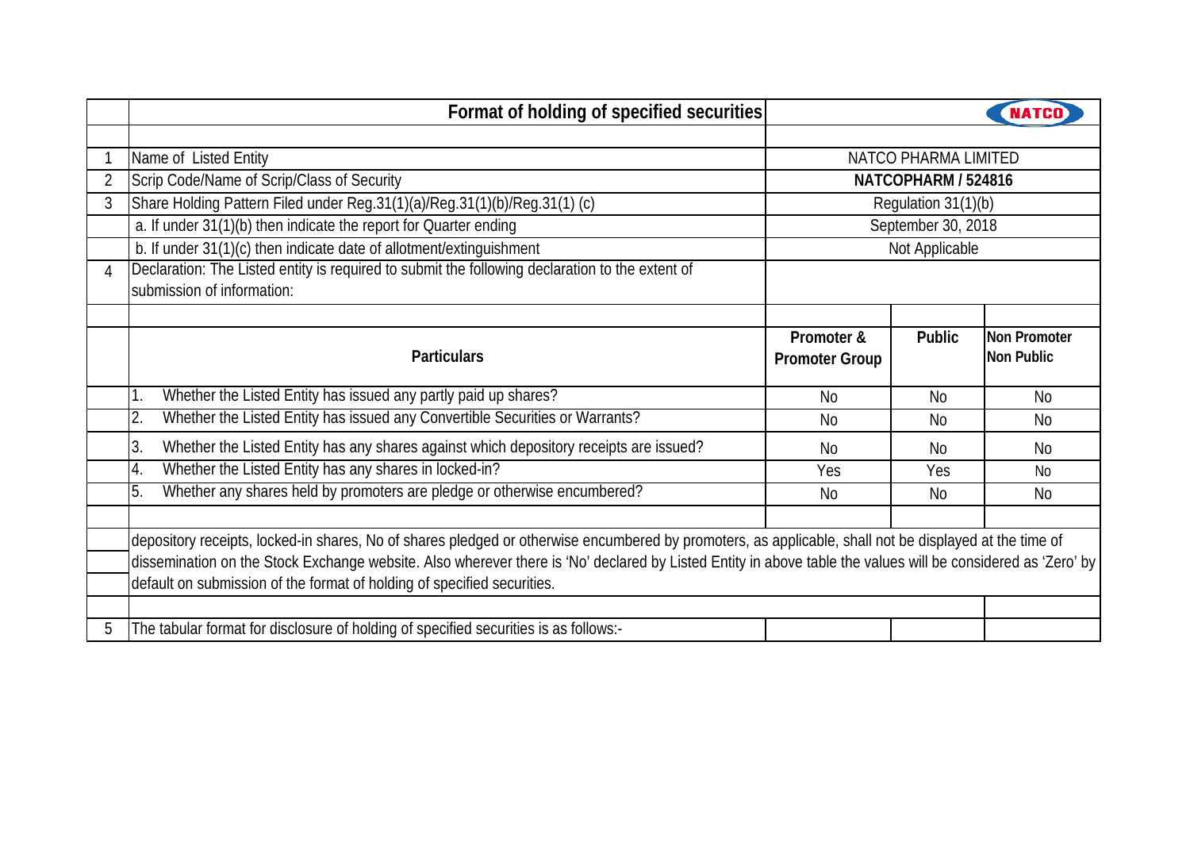# Format of holding of specified securities

NATCO

| | | | | |
|---|---|---|---|---|
| 1 | Name of Listed Entity | NATCO PHARMA LIMITED | | |
| 2 | Scrip Code/Name of Scrip/Class of Security | **NATCOPHARM / 524816** | | |
| 3 | Share Holding Pattern Filed under Reg.31(1)(a)/Reg.31(1)(b)/Reg.31(1) (c) | Regulation 31(1)(b) | | |
| | a. If under 31(1)(b) then indicate the report for Quarter ending | September 30, 2018 | | |
| | b. If under 31(1)(c) then indicate date of allotment/extinguishment | Not Applicable | | |
| 4 | Declaration: The Listed entity is required to submit the following declaration to the extent of submission of information: | | | |

| | Particulars | Promoter & Promoter Group | Public | Non Promoter Non Public |
|---|---|---|---|---|
| | 1. Whether the Listed Entity has issued any partly paid up shares? | No | No | No |
| | 2. Whether the Listed Entity has issued any Convertible Securities or Warrants? | No | No | No |
| | 3. Whether the Listed Entity has any shares against which depository receipts are issued? | No | No | No |
| | 4. Whether the Listed Entity has any shares in locked-in? | Yes | Yes | No |
| | 5. Whether any shares held by promoters are pledge or otherwise encumbered? | No | No | No |

depository receipts, locked-in shares, No of shares pledged or otherwise encumbered by promoters, as applicable, shall not be displayed at the time of dissemination on the Stock Exchange website. Also wherever there is 'No' declared by Listed Entity in above table the values will be considered as 'Zero' by default on submission of the format of holding of specified securities.

5 The tabular format for disclosure of holding of specified securities is as follows:-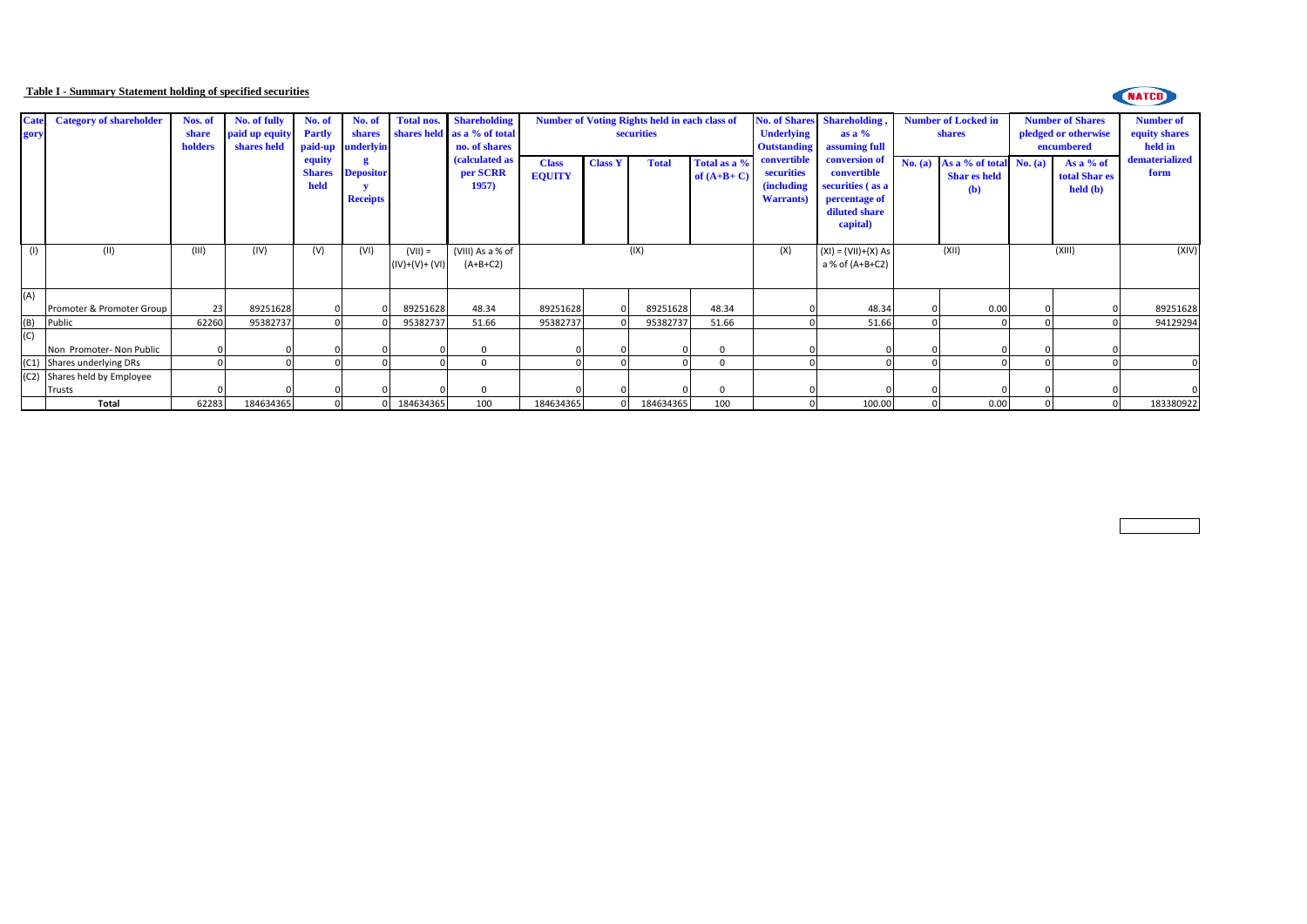**Table I - Summary Statement holding of specified securities**

| Category | Category of shareholder | Nos. of share holders | No. of fully paid up equity shares held | No. of Partly paid-up equity Shares held | No. of shares underlying Depository Receipts | Total nos. shares held | Shareholding as a % of total no. of shares (calculated as per SCRR 1957) | Number of Voting Rights held in each class of securities | | | | No. of Shares Underlying Outstanding convertible securities (including Warrants) | Shareholding , as a % assuming full conversion of convertible securities ( as a percentage of diluted share capital) | Number of Locked in shares | | Number of Shares pledged or otherwise encumbered | | Number of equity shares held in dematerialized form |
|---|---|---|---|---|---|---|---|---|---|---|---|---|---|---|---|---|---|---|
| | | | | | | | | Class EQUITY | Class Y | Total | Total as a % of (A+B+ C) | | | No. (a) | As a % of total Shar es held (b) | No. (a) | As a % of total Shar es held (b) | |
| (I) | (II) | (III) | (IV) | (V) | (VI) | (VII) = (IV)+(V)+ (VI) | (VIII) As a % of (A+B+C2) | (IX) | | | | (X) | (XI) = (VII)+(X) As a % of (A+B+C2) | (XII) | | (XIII) | | (XIV) |
| (A) | Promoter & Promoter Group | 23 | 89251628 | 0 | 0 | 89251628 | 48.34 | 89251628 | 0 | 89251628 | 48.34 | 0 | 48.34 | 0 | 0.00 | 0 | 0 | 89251628 |
| (B) | Public | 62260 | 95382737 | 0 | 0 | 95382737 | 51.66 | 95382737 | 0 | 95382737 | 51.66 | 0 | 51.66 | 0 | 0 | 0 | 0 | 94129294 |
| (C) | Non Promoter- Non Public | 0 | 0 | 0 | 0 | 0 | 0 | 0 | 0 | 0 | 0 | 0 | 0 | 0 | 0 | 0 | 0 | |
| (C1) | Shares underlying DRs | 0 | 0 | 0 | 0 | 0 | 0 | 0 | 0 | 0 | 0 | 0 | 0 | 0 | 0 | 0 | 0 | 0 |
| (C2) | Shares held by Employee Trusts | 0 | 0 | 0 | 0 | 0 | 0 | 0 | 0 | 0 | 0 | 0 | 0 | 0 | 0 | 0 | 0 | 0 |
| | **Total** | 62283 | 184634365 | 0 | 0 | 184634365 | 100 | 184634365 | 0 | 184634365 | 100 | 0 | 100.00 | 0 | 0.00 | 0 | 0 | 183380922 |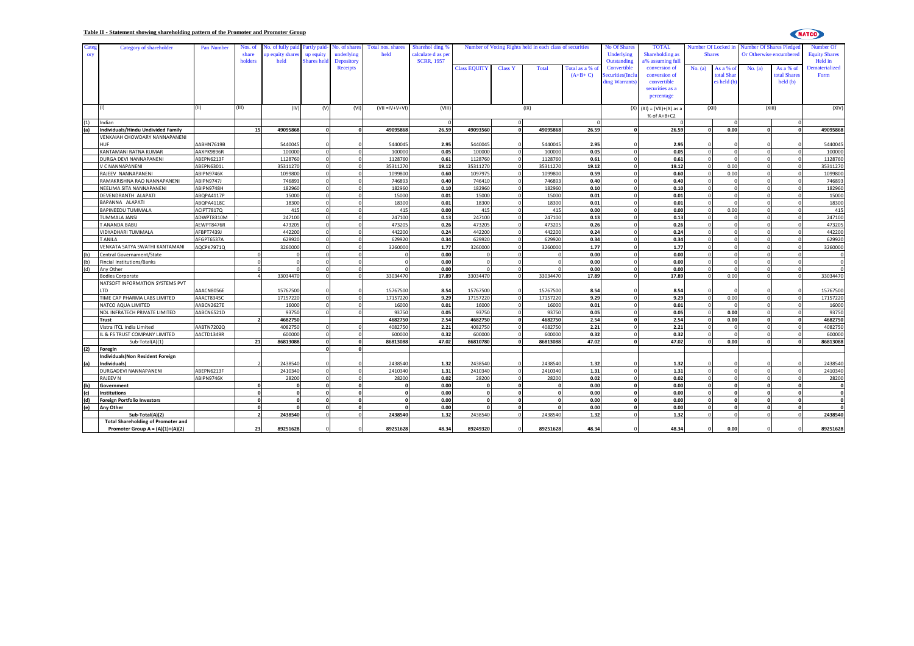**Table II - Statement showing shareholding pattern of the Promoter and Promoter Group**

| Category | Category of shareholder | Pan Number | Nos. of share holders | No. of fully paid up equity shares held | Partly paid-up equity Shares held | No. of shares underlying Depository Receipts | Total nos. shares held | Sharehol ding % calculate d as per SCRR, 1957 | Number of Voting Rights held in each class of securities | | | | No Of Shares Underlying Outstanding Convertible Securities(Including Warrants) | TOTAL Shareholding as a% assuming full conversion of conversion of convertible securities as a percentage | Number Of Locked in Shares | | Number Of Shares Pledged Or Otherwise encumbered | | Number Of Equity Shares Held in Dematerialized Form |
|---|---|---|---|---|---|---|---|---|---|---|---|---|---|---|---|---|---|---|---|
| | | | | | | | | | Class EQUITY | Class Y | Total | Total as a % of (A+B+ C) | | | No. (a) | As a % of total Shares held (b) | No. (a) | As a % of total Shares held (b) | |
| | (I) | (II) | (III) | (IV) | (V) | (VI) | (VII =IV+V+VI) | (VIII) | (IX) | | | | (X) | (XI) = (VII)+(X) as a % of A+B+C2 | (XII) | | (XIII) | | (XIV) |
| (1) | Indian | | | | | | | 0 | | 0 | | 0 | | 0 | | 0 | | 0 | |
| (a) | **Individuals/Hindu Undivided Family** | | **15** | **49095868** | **0** | **0** | **49095868** | **26.59** | **49093560** | **0** | **49095868** | **26.59** | **0** | **26.59** | **0** | **0.00** | **0** | **0** | **49095868** |
| | VENKAIAH CHOWDARY NANNAPANENI HUF | AABHN7619B | | 5440045 | 0 | 0 | 5440045 | 2.95 | 5440045 | 0 | 5440045 | 2.95 | 0 | 2.95 | 0 | 0 | 0 | 0 | 5440045 |
| | KANTAMANI RATNA KUMAR | AAXPK9896R | | 100000 | 0 | 0 | 100000 | 0.05 | 100000 | 0 | 100000 | 0.05 | 0 | 0.05 | 0 | 0 | 0 | 0 | 100000 |
| | DURGA DEVI NANNAPANENI | ABEPN6213F | | 1128760 | 0 | 0 | 1128760 | 0.61 | 1128760 | 0 | 1128760 | 0.61 | 0 | 0.61 | 0 | 0 | 0 | 0 | 1128760 |
| | V C NANNAPANENI | ABEPN6301L | | 35311270 | 0 | 0 | 35311270 | 19.12 | 35311270 | 0 | 35311270 | 19.12 | 0 | 19.12 | 0 | 0.00 | 0 | 0 | 35311270 |
| | RAJEEV NANNAPANENI | ABIPN9746K | | 1099800 | 0 | 0 | 1099800 | 0.60 | 1097975 | 0 | 1099800 | 0.59 | 0 | 0.60 | 0 | 0.00 | 0 | 0 | 1099800 |
| | RAMAKRISHNA RAO NANNAPANENI | ABIPN9747J | | 746893 | 0 | 0 | 746893 | 0.40 | 746410 | 0 | 746893 | 0.40 | 0 | 0.40 | 0 | 0 | 0 | 0 | 746893 |
| | NEELIMA SITA NANNAPANENI | ABIPN9748H | | 182960 | 0 | 0 | 182960 | 0.10 | 182960 | 0 | 182960 | 0.10 | 0 | 0.10 | 0 | 0 | 0 | 0 | 182960 |
| | DEVENDRANTH ALAPATI | ABQPA4117P | | 15000 | 0 | 0 | 15000 | 0.01 | 15000 | 0 | 15000 | 0.01 | 0 | 0.01 | 0 | 0 | 0 | 0 | 15000 |
| | BAPANNA ALAPATI | ABQPA4118C | | 18300 | 0 | 0 | 18300 | 0.01 | 18300 | 0 | 18300 | 0.01 | 0 | 0.01 | 0 | 0 | 0 | 0 | 18300 |
| | BAPINEEDU TUMMALA | ACIPT7817Q | | 415 | 0 | 0 | 415 | 0.00 | 415 | 0 | 415 | 0.00 | 0 | 0.00 | 0 | 0.00 | 0 | 0 | 415 |
| | TUMMALA JANSI | ADWPT8310M | | 247100 | 0 | 0 | 247100 | 0.13 | 247100 | 0 | 247100 | 0.13 | 0 | 0.13 | 0 | 0 | 0 | 0 | 247100 |
| | T ANANDA BABU | AEWPT8476R | | 473205 | 0 | 0 | 473205 | 0.26 | 473205 | 0 | 473205 | 0.26 | 0 | 0.26 | 0 | 0 | 0 | 0 | 473205 |
| | VIDYADHARI TUMMALA | AFBPT7439J | | 442200 | 0 | 0 | 442200 | 0.24 | 442200 | 0 | 442200 | 0.24 | 0 | 0.24 | 0 | 0 | 0 | 0 | 442200 |
| | T ANILA | AFGPT6537A | | 629920 | 0 | 0 | 629920 | 0.34 | 629920 | 0 | 629920 | 0.34 | 0 | 0.34 | 0 | 0 | 0 | 0 | 629920 |
| | VENKATA SATYA SWATHI KANTAMANI | AQCPK7971Q | | 3260000 | 0 | 0 | 3260000 | 1.77 | 3260000 | 0 | 3260000 | 1.77 | 0 | 1.77 | 0 | 0 | 0 | 0 | 3260000 |
| (b) | Central Governament/State | | 0 | 0 | 0 | 0 | 0 | 0.00 | 0 | 0 | 0 | 0.00 | 0 | 0.00 | 0 | 0 | 0 | 0 | 0 |
| (b) | Fincial Institutions/Banks | | 0 | 0 | 0 | 0 | 0 | 0.00 | 0 | 0 | 0 | 0.00 | 0 | 0.00 | 0 | 0 | 0 | 0 | 0 |
| (d) | Any Other | | 0 | 0 | 0 | 0 | 0 | 0.00 | 0 | 0 | 0 | 0.00 | 0 | 0.00 | 0 | 0 | 0 | 0 | 0 |
| | Bodies Corporate | | 4 | 33034470 | 0 | 0 | 33034470 | 17.89 | 33034470 | 0 | 33034470 | 17.89 | 0 | 17.89 | 0 | 0.00 | 0 | 0 | 33034470 |
| | NATSOFT INFORMATION SYSTEMS PVT LTD | AAACN8056E | | 15767500 | 0 | 0 | 15767500 | 8.54 | 15767500 | 0 | 15767500 | 8.54 | 0 | 8.54 | 0 | 0 | 0 | 0 | 15767500 |
| | TIME CAP PHARMA LABS LIMITED | AAACT8345C | | 17157220 | 0 | 0 | 17157220 | 9.29 | 17157220 | 0 | 17157220 | 9.29 | 0 | 9.29 | 0 | 0.00 | 0 | 0 | 17157220 |
| | NATCO AQUA LIMITED | AABCN2627E | | 16000 | 0 | 0 | 16000 | 0.01 | 16000 | 0 | 16000 | 0.01 | 0 | 0.01 | 0 | 0 | 0 | 0 | 16000 |
| | NDL INFRATECH PRIVATE LIMITED | AABCN6521D | | 93750 | 0 | 0 | 93750 | 0.05 | 93750 | 0 | 93750 | 0.05 | 0 | 0.05 | 0 | 0.00 | 0 | 0 | 93750 |
| | **Trust** | | **2** | **4682750** | | | **4682750** | **2.54** | **4682750** | **0** | **4682750** | **2.54** | **0** | **2.54** | **0** | **0.00** | **0** | **0** | **4682750** |
| | Vistra ITCL India Limited | AABTN7202Q | | 4082750 | 0 | 0 | 4082750 | 2.21 | 4082750 | 0 | 4082750 | 2.21 | 0 | 2.21 | 0 | 0 | 0 | 0 | 4082750 |
| | IL & FS TRUST COMPANY LIMITED | AACTD1349R | | 600000 | 0 | 0 | 600000 | 0.32 | 600000 | 0 | 600000 | 0.32 | 0 | 0.32 | 0 | 0 | 0 | 0 | 600000 |
| | Sub-Total(A)(1) | | **21** | **86813088** | **0** | **0** | **86813088** | **47.02** | **86810780** | **0** | **86813088** | **47.02** | **0** | **47.02** | **0** | **0.00** | **0** | **0** | **86813088** |
| (2) | **Foregin** | | | | **0** | **0** | | | | | | | | | | | | | |
| (a) | **Individuals(Non Resident Foreign Individuals)** | | 2 | 2438540 | 0 | 0 | 2438540 | 1.32 | 2438540 | 0 | 2438540 | 1.32 | 0 | 1.32 | 0 | 0 | 0 | 0 | 2438540 |
| | DURGADEVI NANNAPANENI | ABEPN6213F | | 2410340 | 0 | 0 | 2410340 | 1.31 | 2410340 | 0 | 2410340 | 1.31 | 0 | 1.31 | 0 | 0 | 0 | 0 | 2410340 |
| | RAJEEV N | ABIPN9746K | | 28200 | 0 | 0 | 28200 | 0.02 | 28200 | 0 | 28200 | 0.02 | 0 | 0.02 | 0 | 0 | 0 | 0 | 28200 |
| (b) | **Government** | | **0** | **0** | **0** | **0** | **0** | **0.00** | **0** | **0** | **0** | **0.00** | **0** | **0.00** | **0** | **0** | **0** | **0** | **0** |
| (c) | **Institutions** | | **0** | **0** | **0** | **0** | **0** | **0.00** | **0** | **0** | **0** | **0.00** | **0** | **0.00** | **0** | **0** | **0** | **0** | **0** |
| (d) | **Foreign Portfolio Investors** | | **0** | **0** | **0** | **0** | **0** | **0.00** | **0** | **0** | **0** | **0.00** | **0** | **0.00** | **0** | **0** | **0** | **0** | **0** |
| (e) | **Any Other** | | **0** | **0** | **0** | **0** | **0** | **0.00** | **0** | **0** | **0** | **0.00** | **0** | **0.00** | **0** | **0** | **0** | **0** | **0** |
| | **Sub-Total(A)(2)** | | **2** | **2438540** | 0 | 0 | **2438540** | **1.32** | 2438540 | 0 | 2438540 | **1.32** | 0 | **1.32** | 0 | 0 | 0 | 0 | **2438540** |
| | **Total Shareholding of Promoter and Promoter Group A = (A)(1)+(A)(2)** | | **23** | **89251628** | 0 | 0 | **89251628** | **48.34** | 89249320 | 0 | **89251628** | **48.34** | 0 | **48.34** | **0** | **0.00** | 0 | 0 | **89251628** |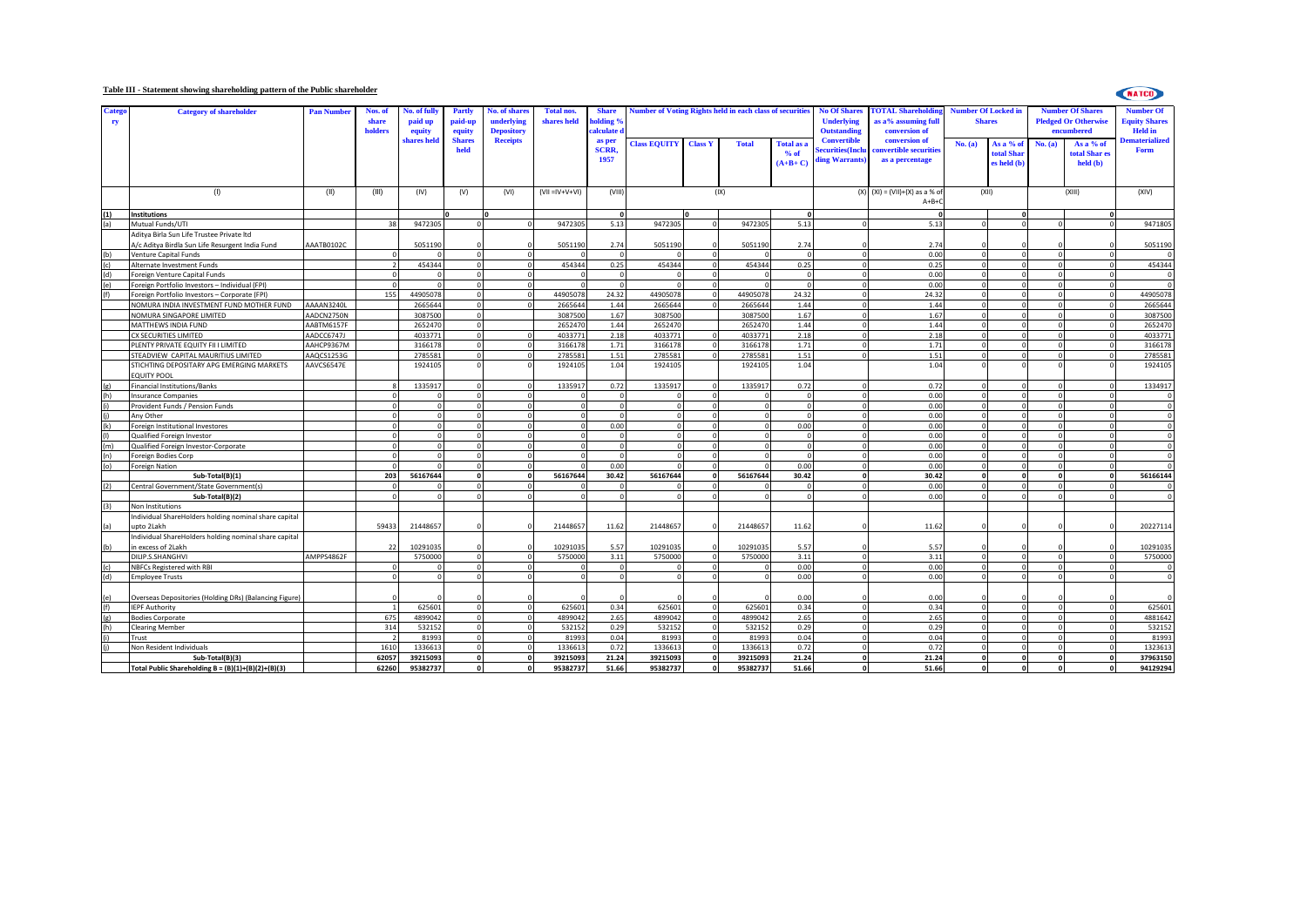## Table III - Statement showing shareholding pattern of the Public shareholder

| Category | Category of shareholder | Pan Number | Nos. of share holders | No. of fully paid up equity shares held | Partly paid-up equity Shares held | No. of shares underlying Depository Receipts | Total nos. shares held | Share holding % calculate d as per SCRR, 1957 | Number of Voting Rights held in each class of securities | | | | No Of Shares Underlying Outstanding Convertible Securities(Including Warrants) | TOTAL Shareholding as a% assuming full conversion of conversion of convertible securities as a percentage | Number Of Locked in Shares | | Number Of Shares Pledged Or Otherwise encumbered | | Number Of Equity Shares Held in Dematerialized Form |
|---|---|---|---|---|---|---|---|---|---|---|---|---|---|---|---|---|---|---|---|
| | | | | | | | | | Class EQUITY | Class Y | Total | Total as a % of (A+B+ C) | | | No. (a) | As a % of total Shar es held (b) | No. (a) | As a % of total Shar es held (b) | |
| | (I) | (II) | (III) | (IV) | (V) | (VI) | (VII =IV+V+VI) | (VIII) | (IX) | | | | (X) | (XI) = (VII)+(X) as a % of A+B+C | (XII) | | (XIII) | | (XIV) |
| (1) | Institutions | | | | 0 | 0 | | 0 | | 0 | | 0 | | 0 | | 0 | | 0 | |
| (a) | Mutual Funds/UTI | | 38 | 9472305 | 0 | 0 | 9472305 | 5.13 | 9472305 | 0 | 9472305 | 5.13 | 0 | 5.13 | 0 | 0 | 0 | 0 | 9471805 |
| | Aditya Birla Sun Life Trustee Private ltd A/c Aditya Birla Sun Life Resurgent India Fund | AAATB0102C | | 5051190 | 0 | 0 | 5051190 | 2.74 | 5051190 | 0 | 5051190 | 2.74 | 0 | 2.74 | 0 | 0 | 0 | 0 | 5051190 |
| (b) | Venture Capital Funds | | 0 | 0 | 0 | 0 | 0 | 0 | 0 | 0 | 0 | 0 | 0 | 0.00 | 0 | 0 | 0 | 0 | 0 |
| (c) | Alternate Investment Funds | | 2 | 454344 | 0 | 0 | 454344 | 0.25 | 454344 | 0 | 454344 | 0.25 | 0 | 0.25 | 0 | 0 | 0 | 0 | 454344 |
| (d) | Foreign Venture Capital Funds | | 0 | 0 | 0 | 0 | 0 | 0 | 0 | 0 | 0 | 0 | 0 | 0.00 | 0 | 0 | 0 | 0 | 0 |
| (e) | Foreign Portfolio Investors – Individual (FPI) | | 0 | 0 | 0 | 0 | 0 | 0 | 0 | 0 | 0 | 0 | 0 | 0.00 | 0 | 0 | 0 | 0 | 0 |
| (f) | Foreign Portfolio Investors – Corporate (FPI) | | 155 | 44905078 | 0 | 0 | 44905078 | 24.32 | 44905078 | 0 | 44905078 | 24.32 | 0 | 24.32 | 0 | 0 | 0 | 0 | 44905078 |
| | NOMURA INDIA INVESTMENT FUND MOTHER FUND | AAAAN3240L | | 2665644 | 0 | 0 | 2665644 | 1.44 | 2665644 | 0 | 2665644 | 1.44 | 0 | 1.44 | 0 | 0 | 0 | 0 | 2665644 |
| | NOMURA SINGAPORE LIMITED | AADCN2750N | | 3087500 | 0 | | 3087500 | 1.67 | 3087500 | | 3087500 | 1.67 | 0 | 1.67 | 0 | 0 | 0 | 0 | 3087500 |
| | MATTHEWS INDIA FUND | AABTM6157F | | 2652470 | 0 | | 2652470 | 1.44 | 2652470 | | 2652470 | 1.44 | 0 | 1.44 | 0 | 0 | 0 | 0 | 2652470 |
| | CX SECURITIES LIMITED | AADCC6747J | | 4033771 | 0 | 0 | 4033771 | 2.18 | 4033771 | 0 | 4033771 | 2.18 | 0 | 2.18 | 0 | 0 | 0 | 0 | 4033771 |
| | PLENTY PRIVATE EQUITY FII I LIMITED | AAHCP9367M | | 3166178 | 0 | 0 | 3166178 | 1.71 | 3166178 | 0 | 3166178 | 1.71 | 0 | 1.71 | 0 | 0 | 0 | 0 | 3166178 |
| | STEADVIEW CAPITAL MAURITIUS LIMITED | AAQCS1253G | | 2785581 | 0 | 0 | 2785581 | 1.51 | 2785581 | 0 | 2785581 | 1.51 | 0 | 1.51 | 0 | 0 | 0 | 0 | 2785581 |
| | STICHTING DEPOSITARY APG EMERGING MARKETS EQUITY POOL | AAVCS6547E | | 1924105 | 0 | 0 | 1924105 | 1.04 | 1924105 | | 1924105 | 1.04 | | 1.04 | 0 | 0 | 0 | 0 | 1924105 |
| (g) | Financial Institutions/Banks | | 8 | 1335917 | 0 | 0 | 1335917 | 0.72 | 1335917 | 0 | 1335917 | 0.72 | 0 | 0.72 | 0 | 0 | 0 | 0 | 1334917 |
| (h) | Insurance Companies | | 0 | 0 | 0 | 0 | 0 | 0 | 0 | 0 | 0 | 0 | 0 | 0.00 | 0 | 0 | 0 | 0 | 0 |
| (i) | Provident Funds / Pension Funds | | 0 | 0 | 0 | 0 | 0 | 0 | 0 | 0 | 0 | 0 | 0 | 0.00 | 0 | 0 | 0 | 0 | 0 |
| (j) | Any Other | | 0 | 0 | 0 | 0 | 0 | 0 | 0 | 0 | 0 | 0 | 0 | 0.00 | 0 | 0 | 0 | 0 | 0 |
| (k) | Foreign Institutional Investores | | 0 | 0 | 0 | 0 | 0 | 0.00 | 0 | 0 | 0 | 0.00 | 0 | 0.00 | 0 | 0 | 0 | 0 | 0 |
| (l) | Qualified Foreign Investor | | 0 | 0 | 0 | 0 | 0 | 0 | 0 | 0 | 0 | 0 | 0 | 0.00 | 0 | 0 | 0 | 0 | 0 |
| (m) | Qualified Foreign Investor-Corporate | | 0 | 0 | 0 | 0 | 0 | 0 | 0 | 0 | 0 | 0 | 0 | 0.00 | 0 | 0 | 0 | 0 | 0 |
| (n) | Foreign Bodies Corp | | 0 | 0 | 0 | 0 | 0 | 0 | 0 | 0 | 0 | 0 | 0 | 0.00 | 0 | 0 | 0 | 0 | 0 |
| (o) | Foreign Nation | | 0 | 0 | 0 | 0 | 0 | 0.00 | 0 | 0 | 0 | 0.00 | 0 | 0.00 | 0 | 0 | 0 | 0 | 0 |
| | **Sub-Total(B)(1)** | | **203** | **56167644** | **0** | **0** | **56167644** | **30.42** | **56167644** | **0** | **56167644** | **30.42** | **0** | **30.42** | **0** | **0** | **0** | **0** | **56166144** |
| (2) | Central Government/State Government(s) | | 0 | 0 | 0 | 0 | 0 | 0 | 0 | 0 | 0 | 0 | 0 | 0.00 | 0 | 0 | 0 | 0 | 0 |
| | **Sub-Total(B)(2)** | | 0 | 0 | 0 | 0 | 0 | 0 | 0 | 0 | 0 | 0 | 0 | 0.00 | 0 | 0 | 0 | 0 | 0 |
| (3) | Non Institutions | | | | | | | | | | | | | | | | | | |
| (a) | Individual ShareHolders holding nominal share capital upto 2Lakh | | 59433 | 21448657 | 0 | 0 | 21448657 | 11.62 | 21448657 | 0 | 21448657 | 11.62 | 0 | 11.62 | 0 | 0 | 0 | 0 | 20227114 |
| (b) | Individual ShareHolders holding nominal share capital in excess of 2Lakh | | 22 | 10291035 | 0 | 0 | 10291035 | 5.57 | 10291035 | 0 | 10291035 | 5.57 | 0 | 5.57 | 0 | 0 | 0 | 0 | 10291035 |
| | DILIP.S.SHANGHVI | AMPPS4862F | | 5750000 | 0 | 0 | 5750000 | 3.11 | 5750000 | 0 | 5750000 | 3.11 | 0 | 3.11 | 0 | 0 | 0 | 0 | 5750000 |
| (c) | NBFCs Registered with RBI | | 0 | 0 | 0 | 0 | 0 | 0 | 0 | 0 | 0 | 0.00 | 0 | 0.00 | 0 | 0 | 0 | 0 | 0 |
| (d) | Employee Trusts | | 0 | 0 | 0 | 0 | 0 | 0 | 0 | 0 | 0 | 0.00 | 0 | 0.00 | 0 | 0 | 0 | 0 | 0 |
| (e) | Overseas Depositories (Holding DRs) (Balancing Figure) | | 0 | 0 | 0 | 0 | 0 | 0 | 0 | 0 | 0 | 0.00 | 0 | 0.00 | 0 | 0 | 0 | 0 | 0 |
| (f) | IEPF Authority | | 1 | 625601 | 0 | 0 | 625601 | 0.34 | 625601 | 0 | 625601 | 0.34 | 0 | 0.34 | 0 | 0 | 0 | 0 | 625601 |
| (g) | Bodies Corporate | | 675 | 4899042 | 0 | 0 | 4899042 | 2.65 | 4899042 | 0 | 4899042 | 2.65 | 0 | 2.65 | 0 | 0 | 0 | 0 | 4881642 |
| (h) | Clearing Member | | 314 | 532152 | 0 | 0 | 532152 | 0.29 | 532152 | 0 | 532152 | 0.29 | 0 | 0.29 | 0 | 0 | 0 | 0 | 532152 |
| (i) | Trust | | 2 | 81993 | 0 | 0 | 81993 | 0.04 | 81993 | 0 | 81993 | 0.04 | 0 | 0.04 | 0 | 0 | 0 | 0 | 81993 |
| (j) | Non Resident Individuals | | 1610 | 1336613 | 0 | 0 | 1336613 | 0.72 | 1336613 | 0 | 1336613 | 0.72 | 0 | 0.72 | 0 | 0 | 0 | 0 | 1323613 |
| | **Sub-Total(B)(3)** | | **62057** | **39215093** | **0** | **0** | **39215093** | **21.24** | **39215093** | **0** | **39215093** | **21.24** | **0** | **21.24** | **0** | **0** | **0** | **0** | **37963150** |
| | **Total Public Shareholding B = (B)(1)+(B)(2)+(B)(3)** | | **62260** | **95382737** | **0** | **0** | **95382737** | **51.66** | **95382737** | **0** | **95382737** | **51.66** | **0** | **51.66** | **0** | **0** | **0** | **0** | **94129294** |